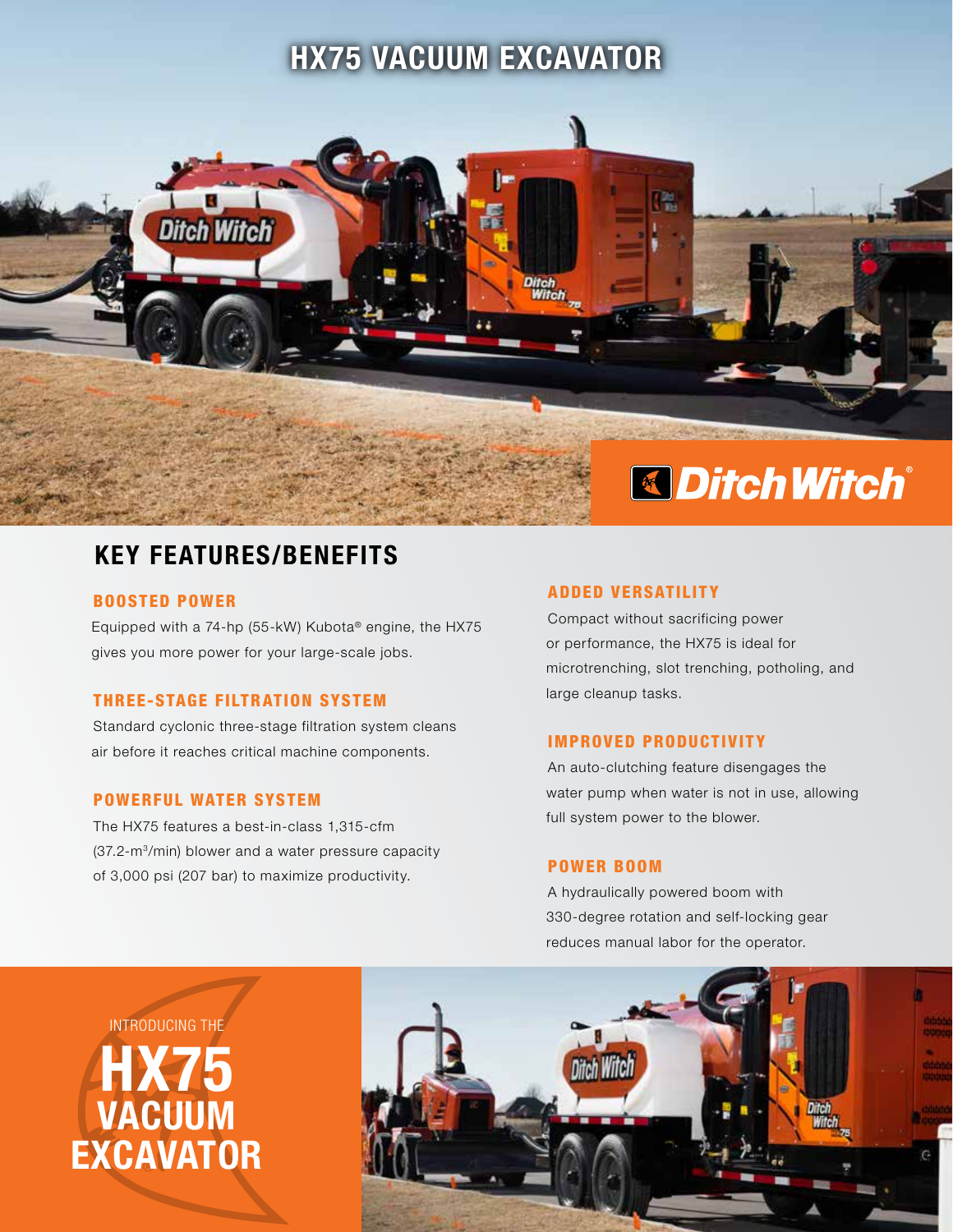# HX75 VACUUM EXCAVATOR

Ditch Witch®

## KEY FEATURES/BENEFITS

### BOOSTED POWER

Equipped with a 74-hp (55-kW) Kubota® engine, the HX75 gives you more power for your large-scale jobs.

### THREE-STAGE FILTRATION SYSTEM

Standard cyclonic three-stage filtration system cleans air before it reaches critical machine components.

### POWERFUL WATER SYSTEM

The HX75 features a best-in-class 1,315-cfm (37.2-$m^3$/min) blower and a water pressure capacity of 3,000 psi (207 bar) to maximize productivity.

### ADDED VERSATILITY

Compact without sacrificing power or performance, the HX75 is ideal for microtrenching, slot trenching, potholing, and large cleanup tasks.

### IMPROVED PRODUCTIVITY

An auto-clutching feature disengages the water pump when water is not in use, allowing full system power to the blower.

### POWER BOOM

A hydraulically powered boom with 330-degree rotation and self-locking gear reduces manual labor for the operator.

INTRODUCING THE

# HX75 VACUUM EXCAVATOR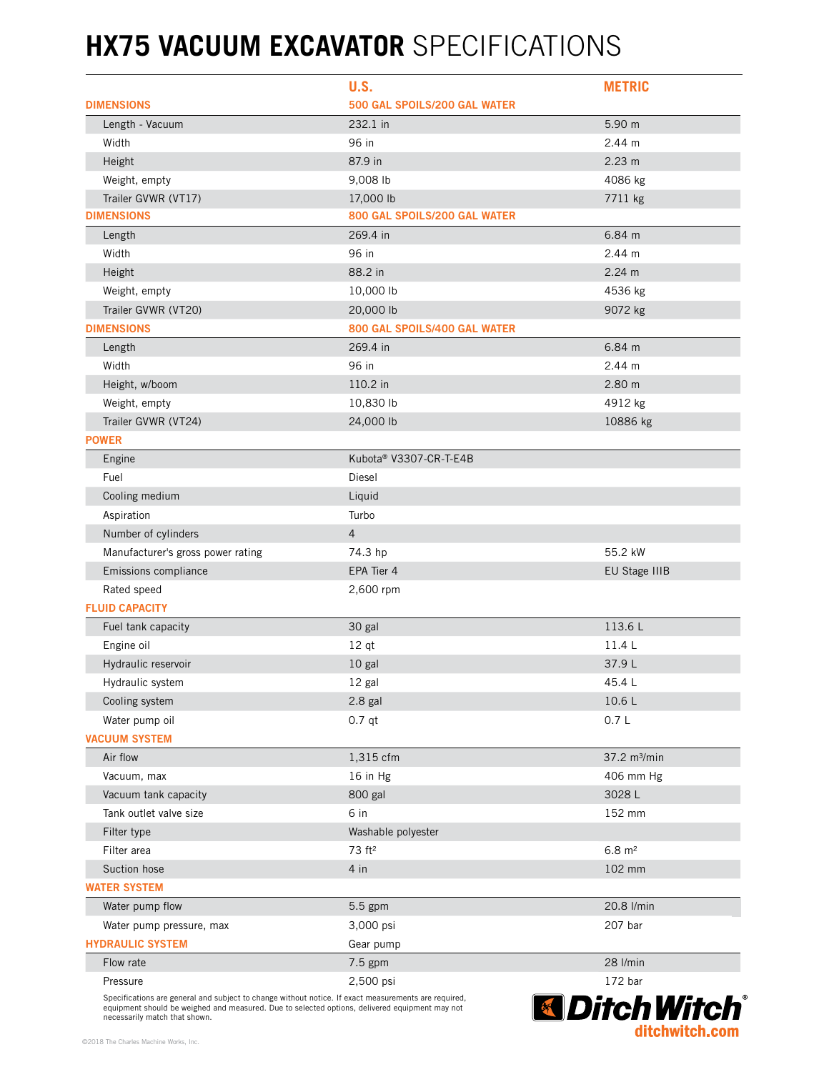# HX75 VACUUM EXCAVATOR SPECIFICATIONS

| | U.S. | METRIC |
|---|---|---|
| **DIMENSIONS** | **500 GAL SPOILS/200 GAL WATER** | |
| Length - Vacuum | 232.1 in | 5.90 m |
| Width | 96 in | 2.44 m |
| Height | 87.9 in | 2.23 m |
| Weight, empty | 9,008 lb | 4086 kg |
| Trailer GVWR (VT17) | 17,000 lb | 7711 kg |
| **DIMENSIONS** | **800 GAL SPOILS/200 GAL WATER** | |
| Length | 269.4 in | 6.84 m |
| Width | 96 in | 2.44 m |
| Height | 88.2 in | 2.24 m |
| Weight, empty | 10,000 lb | 4536 kg |
| Trailer GVWR (VT20) | 20,000 lb | 9072 kg |
| **DIMENSIONS** | **800 GAL SPOILS/400 GAL WATER** | |
| Length | 269.4 in | 6.84 m |
| Width | 96 in | 2.44 m |
| Height, w/boom | 110.2 in | 2.80 m |
| Weight, empty | 10,830 lb | 4912 kg |
| Trailer GVWR (VT24) | 24,000 lb | 10886 kg |
| **POWER** | | |
| Engine | Kubota® V3307-CR-T-E4B | |
| Fuel | Diesel | |
| Cooling medium | Liquid | |
| Aspiration | Turbo | |
| Number of cylinders | 4 | |
| Manufacturer's gross power rating | 74.3 hp | 55.2 kW |
| Emissions compliance | EPA Tier 4 | EU Stage IIIB |
| Rated speed | 2,600 rpm | |
| **FLUID CAPACITY** | | |
| Fuel tank capacity | 30 gal | 113.6 L |
| Engine oil | 12 qt | 11.4 L |
| Hydraulic reservoir | 10 gal | 37.9 L |
| Hydraulic system | 12 gal | 45.4 L |
| Cooling system | 2.8 gal | 10.6 L |
| Water pump oil | 0.7 qt | 0.7 L |
| **VACUUM SYSTEM** | | |
| Air flow | 1,315 cfm | 37.2 m³/min |
| Vacuum, max | 16 in Hg | 406 mm Hg |
| Vacuum tank capacity | 800 gal | 3028 L |
| Tank outlet valve size | 6 in | 152 mm |
| Filter type | Washable polyester | |
| Filter area | 73 ft² | 6.8 m² |
| Suction hose | 4 in | 102 mm |
| **WATER SYSTEM** | | |
| Water pump flow | 5.5 gpm | 20.8 l/min |
| Water pump pressure, max | 3,000 psi | 207 bar |
| **HYDRAULIC SYSTEM** | Gear pump | |
| Flow rate | 7.5 gpm | 28 l/min |
| Pressure | 2,500 psi | 172 bar |

Specifications are general and subject to change without notice. If exact measurements are required, equipment should be weighed and measured. Due to selected options, delivered equipment may not necessarily match that shown.

Ditch Witch®
ditchwitch.com

©2018 The Charles Machine Works, Inc.